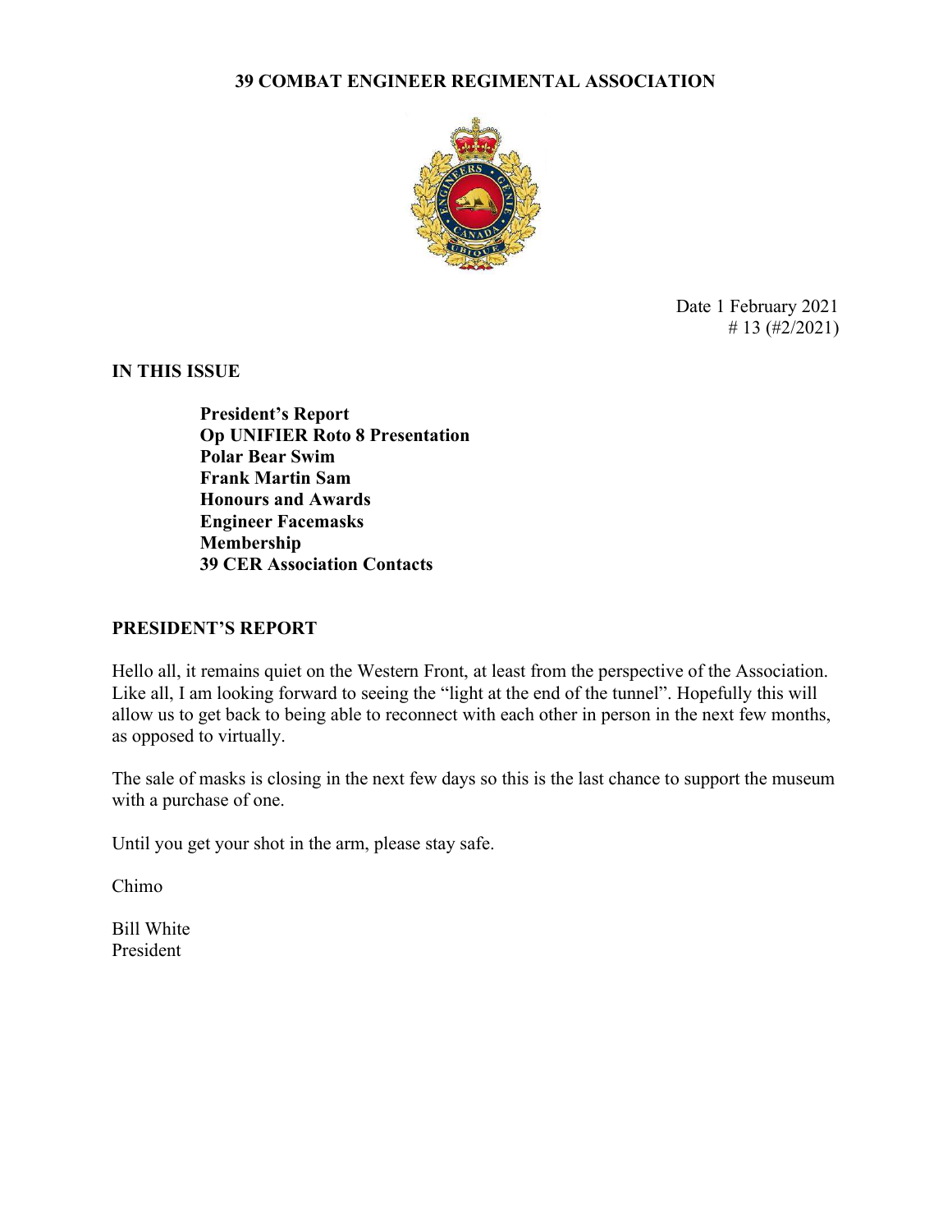# 39 COMBAT ENGINEER REGIMENTAL ASSOCIATION

Date 1 February 2021
# 13 (#2/2021)

**IN THIS ISSUE**

**President's Report**
**Op UNIFIER Roto 8 Presentation**
**Polar Bear Swim**
**Frank Martin Sam**
**Honours and Awards**
**Engineer Facemasks**
**Membership**
**39 CER Association Contacts**

## PRESIDENT'S REPORT

Hello all, it remains quiet on the Western Front, at least from the perspective of the Association. Like all, I am looking forward to seeing the "light at the end of the tunnel". Hopefully this will allow us to get back to being able to reconnect with each other in person in the next few months, as opposed to virtually.

The sale of masks is closing in the next few days so this is the last chance to support the museum with a purchase of one.

Until you get your shot in the arm, please stay safe.

Chimo

Bill White
President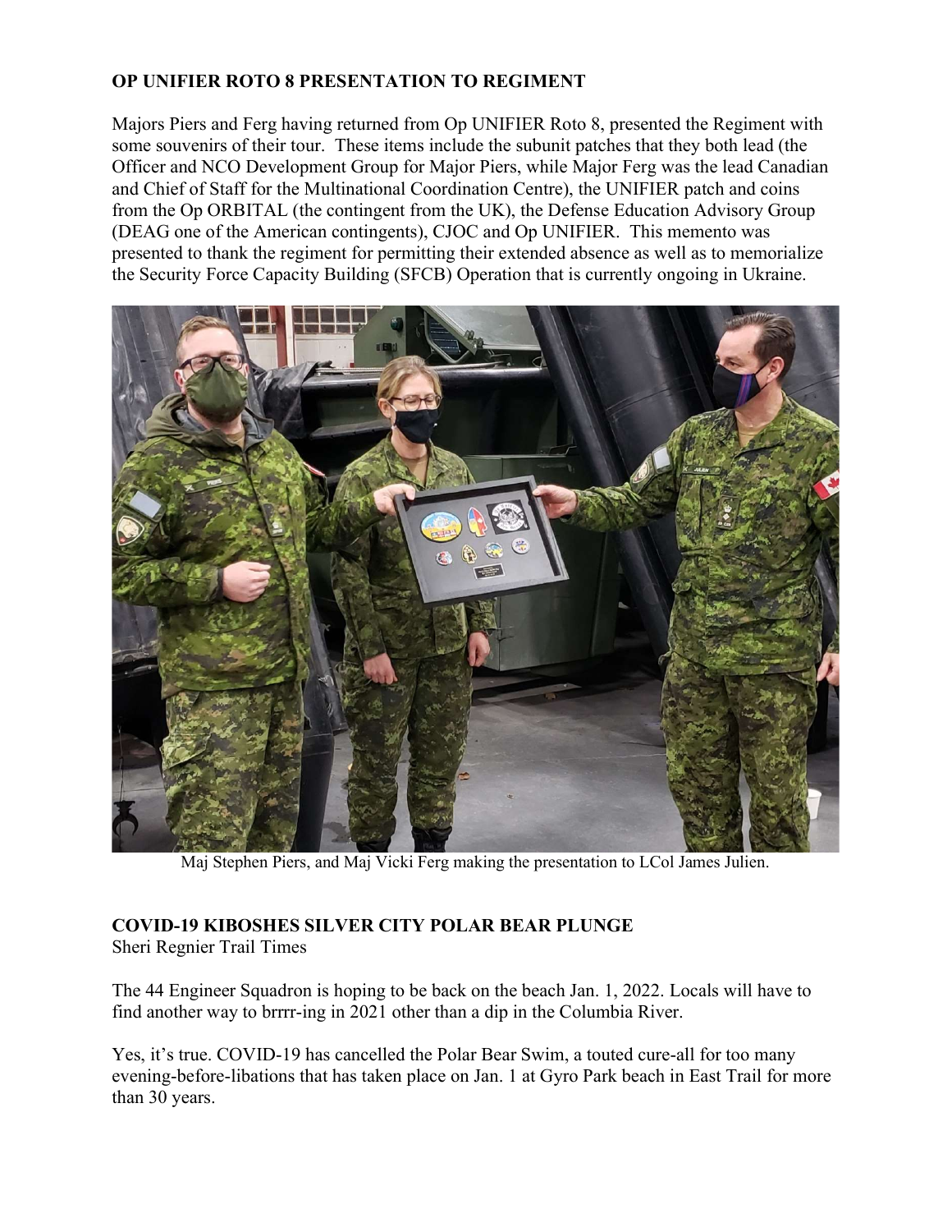## OP UNIFIER ROTO 8 PRESENTATION TO REGIMENT

Majors Piers and Ferg having returned from Op UNIFIER Roto 8, presented the Regiment with some souvenirs of their tour. These items include the subunit patches that they both lead (the Officer and NCO Development Group for Major Piers, while Major Ferg was the lead Canadian and Chief of Staff for the Multinational Coordination Centre), the UNIFIER patch and coins from the Op ORBITAL (the contingent from the UK), the Defense Education Advisory Group (DEAG one of the American contingents), CJOC and Op UNIFIER. This memento was presented to thank the regiment for permitting their extended absence as well as to memorialize the Security Force Capacity Building (SFCB) Operation that is currently ongoing in Ukraine.

Maj Stephen Piers, and Maj Vicki Ferg making the presentation to LCol James Julien.

## COVID-19 KIBOSHES SILVER CITY POLAR BEAR PLUNGE

Sheri Regnier Trail Times

The 44 Engineer Squadron is hoping to be back on the beach Jan. 1, 2022. Locals will have to find another way to brrrr-ing in 2021 other than a dip in the Columbia River.

Yes, it's true. COVID-19 has cancelled the Polar Bear Swim, a touted cure-all for too many evening-before-libations that has taken place on Jan. 1 at Gyro Park beach in East Trail for more than 30 years.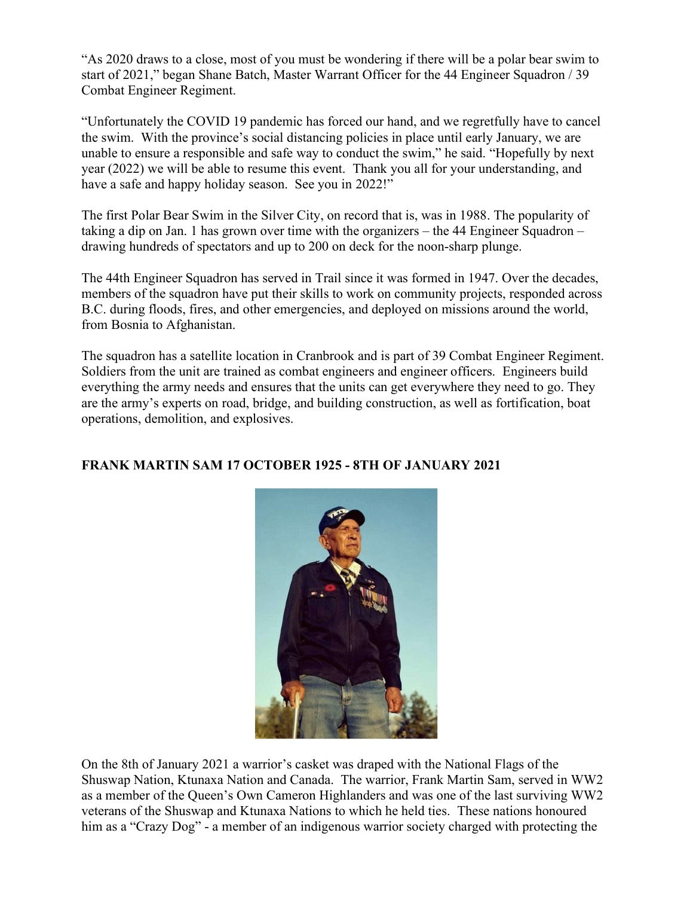“As 2020 draws to a close, most of you must be wondering if there will be a polar bear swim to start of 2021,” began Shane Batch, Master Warrant Officer for the 44 Engineer Squadron / 39 Combat Engineer Regiment.

“Unfortunately the COVID 19 pandemic has forced our hand, and we regretfully have to cancel the swim. With the province’s social distancing policies in place until early January, we are unable to ensure a responsible and safe way to conduct the swim,” he said. “Hopefully by next year (2022) we will be able to resume this event. Thank you all for your understanding, and have a safe and happy holiday season. See you in 2022!”

The first Polar Bear Swim in the Silver City, on record that is, was in 1988. The popularity of taking a dip on Jan. 1 has grown over time with the organizers – the 44 Engineer Squadron – drawing hundreds of spectators and up to 200 on deck for the noon-sharp plunge.

The 44th Engineer Squadron has served in Trail since it was formed in 1947. Over the decades, members of the squadron have put their skills to work on community projects, responded across B.C. during floods, fires, and other emergencies, and deployed on missions around the world, from Bosnia to Afghanistan.

The squadron has a satellite location in Cranbrook and is part of 39 Combat Engineer Regiment. Soldiers from the unit are trained as combat engineers and engineer officers. Engineers build everything the army needs and ensures that the units can get everywhere they need to go. They are the army’s experts on road, bridge, and building construction, as well as fortification, boat operations, demolition, and explosives.

**FRANK MARTIN SAM 17 OCTOBER 1925 - 8TH OF JANUARY 2021**

On the 8th of January 2021 a warrior’s casket was draped with the National Flags of the Shuswap Nation, Ktunaxa Nation and Canada. The warrior, Frank Martin Sam, served in WW2 as a member of the Queen’s Own Cameron Highlanders and was one of the last surviving WW2 veterans of the Shuswap and Ktunaxa Nations to which he held ties. These nations honoured him as a “Crazy Dog” - a member of an indigenous warrior society charged with protecting the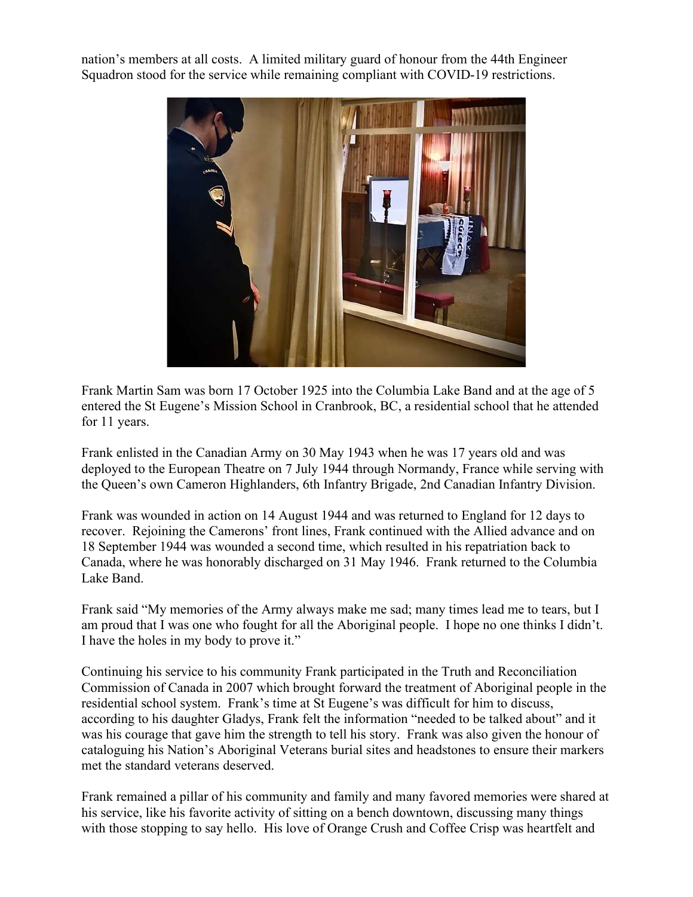nation's members at all costs. A limited military guard of honour from the 44th Engineer Squadron stood for the service while remaining compliant with COVID-19 restrictions.

Frank Martin Sam was born 17 October 1925 into the Columbia Lake Band and at the age of 5 entered the St Eugene's Mission School in Cranbrook, BC, a residential school that he attended for 11 years.

Frank enlisted in the Canadian Army on 30 May 1943 when he was 17 years old and was deployed to the European Theatre on 7 July 1944 through Normandy, France while serving with the Queen's own Cameron Highlanders, 6th Infantry Brigade, 2nd Canadian Infantry Division.

Frank was wounded in action on 14 August 1944 and was returned to England for 12 days to recover. Rejoining the Camerons' front lines, Frank continued with the Allied advance and on 18 September 1944 was wounded a second time, which resulted in his repatriation back to Canada, where he was honorably discharged on 31 May 1946. Frank returned to the Columbia Lake Band.

Frank said "My memories of the Army always make me sad; many times lead me to tears, but I am proud that I was one who fought for all the Aboriginal people. I hope no one thinks I didn't. I have the holes in my body to prove it."

Continuing his service to his community Frank participated in the Truth and Reconciliation Commission of Canada in 2007 which brought forward the treatment of Aboriginal people in the residential school system. Frank's time at St Eugene's was difficult for him to discuss, according to his daughter Gladys, Frank felt the information "needed to be talked about" and it was his courage that gave him the strength to tell his story. Frank was also given the honour of cataloguing his Nation's Aboriginal Veterans burial sites and headstones to ensure their markers met the standard veterans deserved.

Frank remained a pillar of his community and family and many favored memories were shared at his service, like his favorite activity of sitting on a bench downtown, discussing many things with those stopping to say hello. His love of Orange Crush and Coffee Crisp was heartfelt and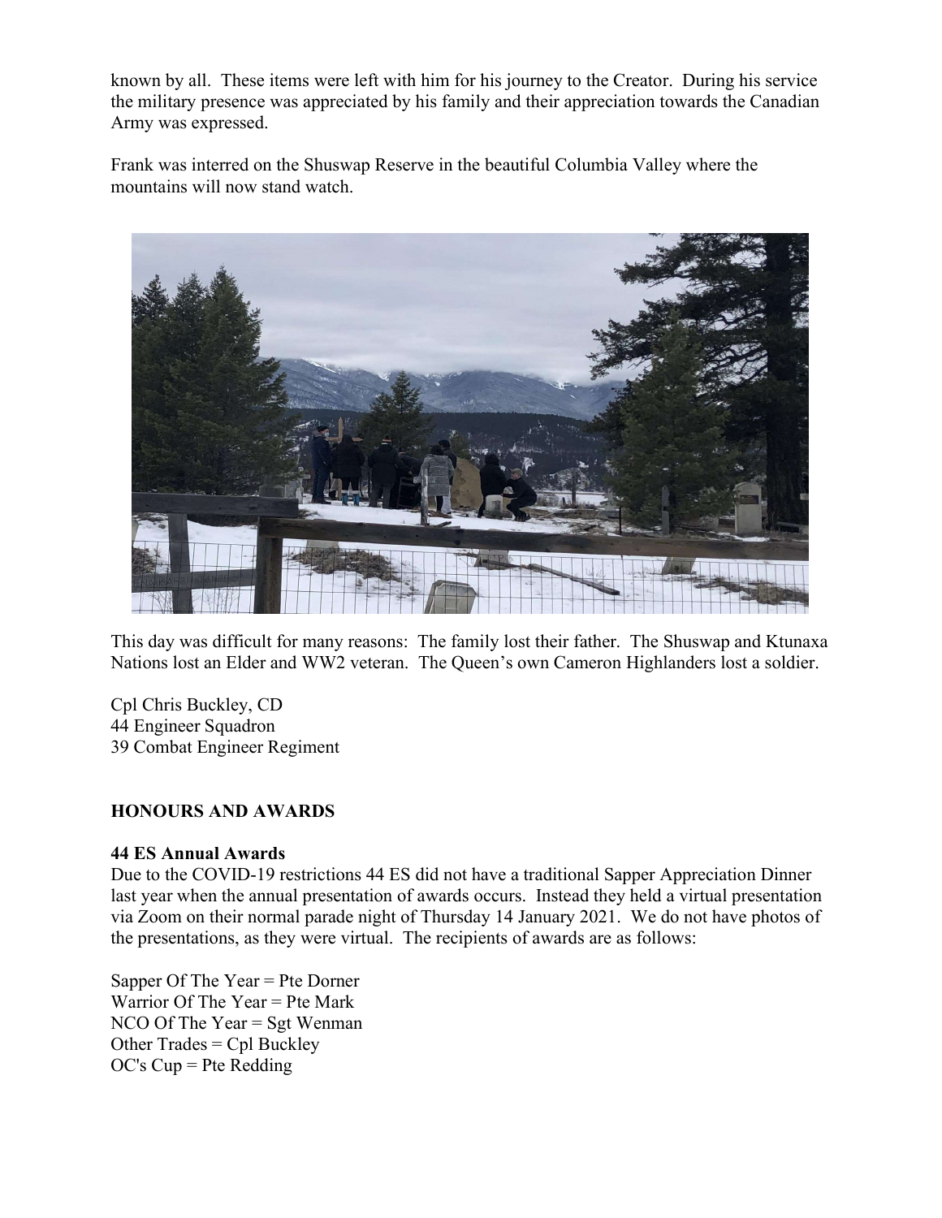known by all. These items were left with him for his journey to the Creator. During his service the military presence was appreciated by his family and their appreciation towards the Canadian Army was expressed.

Frank was interred on the Shuswap Reserve in the beautiful Columbia Valley where the mountains will now stand watch.

This day was difficult for many reasons: The family lost their father. The Shuswap and Ktunaxa Nations lost an Elder and WW2 veteran. The Queen's own Cameron Highlanders lost a soldier.

Cpl Chris Buckley, CD  
44 Engineer Squadron  
39 Combat Engineer Regiment

## HONOURS AND AWARDS

### 44 ES Annual Awards

Due to the COVID-19 restrictions 44 ES did not have a traditional Sapper Appreciation Dinner last year when the annual presentation of awards occurs. Instead they held a virtual presentation via Zoom on their normal parade night of Thursday 14 January 2021. We do not have photos of the presentations, as they were virtual. The recipients of awards are as follows:

Sapper Of The Year = Pte Dorner  
Warrior Of The Year = Pte Mark  
NCO Of The Year = Sgt Wenman  
Other Trades = Cpl Buckley  
OC's Cup = Pte Redding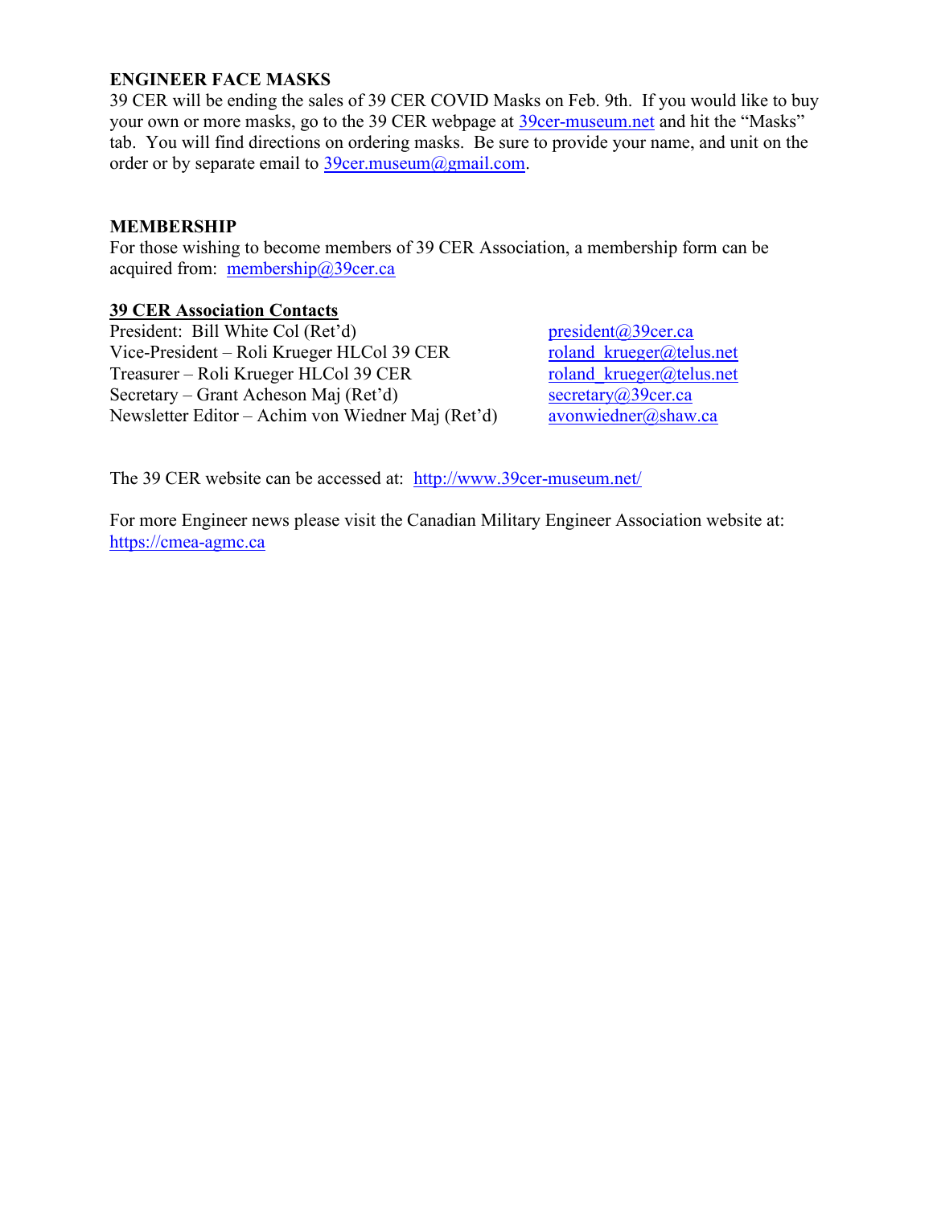**ENGINEER FACE MASKS**

39 CER will be ending the sales of 39 CER COVID Masks on Feb. 9th. If you would like to buy your own or more masks, go to the 39 CER webpage at 39cer-museum.net and hit the "Masks" tab. You will find directions on ordering masks. Be sure to provide your name, and unit on the order or by separate email to 39cer.museum@gmail.com.

**MEMBERSHIP**

For those wishing to become members of 39 CER Association, a membership form can be acquired from: membership@39cer.ca

**39 CER Association Contacts**

| | |
|---|---|
| President: Bill White Col (Ret'd) | president@39cer.ca |
| Vice-President – Roli Krueger HLCol 39 CER | roland_krueger@telus.net |
| Treasurer – Roli Krueger HLCol 39 CER | roland_krueger@telus.net |
| Secretary – Grant Acheson Maj (Ret'd) | secretary@39cer.ca |
| Newsletter Editor – Achim von Wiedner Maj (Ret'd) | avonwiedner@shaw.ca |

The 39 CER website can be accessed at: http://www.39cer-museum.net/

For more Engineer news please visit the Canadian Military Engineer Association website at: https://cmea-agmc.ca